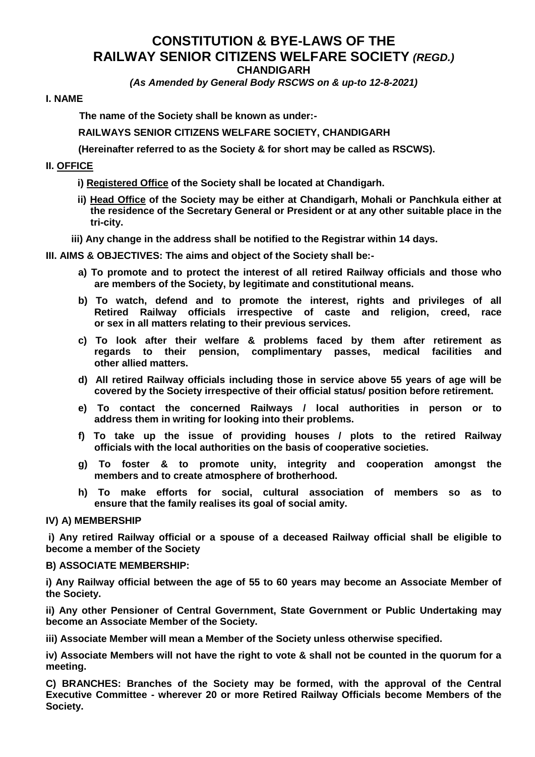# CONSTITUTION & BYE-LAWS OF THE RAILWAY SENIOR CITIZENS WELFARE SOCIETY *(REGD.)*

## CHANDIGARH

***(As Amended by General Body RSCWS on & up-to 12-8-2021)***

**I. NAME**

**The name of the Society shall be known as under:-**

**RAILWAYS SENIOR CITIZENS WELFARE SOCIETY, CHANDIGARH**

**(Hereinafter referred to as the Society & for short may be called as RSCWS).**

**II. <u>OFFICE</u>**

**i) <u>Registered Office</u> of the Society shall be located at Chandigarh.**

**ii) <u>Head Office</u> of the Society may be either at Chandigarh, Mohali or Panchkula either at the residence of the Secretary General or President or at any other suitable place in the tri-city.**

**iii) Any change in the address shall be notified to the Registrar within 14 days.**

**III. AIMS & OBJECTIVES: The aims and object of the Society shall be:-**

**a) To promote and to protect the interest of all retired Railway officials and those who are members of the Society, by legitimate and constitutional means.**

**b) To watch, defend and to promote the interest, rights and privileges of all Retired Railway officials irrespective of caste and religion, creed, race or sex in all matters relating to their previous services.**

**c) To look after their welfare & problems faced by them after retirement as regards to their pension, complimentary passes, medical facilities and other allied matters.**

**d) All retired Railway officials including those in service above 55 years of age will be covered by the Society irrespective of their official status/ position before retirement.**

**e) To contact the concerned Railways / local authorities in person or to address them in writing for looking into their problems.**

**f) To take up the issue of providing houses / plots to the retired Railway officials with the local authorities on the basis of cooperative societies.**

**g) To foster & to promote unity, integrity and cooperation amongst the members and to create atmosphere of brotherhood.**

**h) To make efforts for social, cultural association of members so as to ensure that the family realises its goal of social amity.**

**IV) A) MEMBERSHIP**

**i) Any retired Railway official or a spouse of a deceased Railway official shall be eligible to become a member of the Society**

**B) ASSOCIATE MEMBERSHIP:**

**i) Any Railway official between the age of 55 to 60 years may become an Associate Member of the Society.**

**ii) Any other Pensioner of Central Government, State Government or Public Undertaking may become an Associate Member of the Society.**

**iii) Associate Member will mean a Member of the Society unless otherwise specified.**

**iv) Associate Members will not have the right to vote & shall not be counted in the quorum for a meeting.**

**C) BRANCHES: Branches of the Society may be formed, with the approval of the Central Executive Committee - wherever 20 or more Retired Railway Officials become Members of the Society.**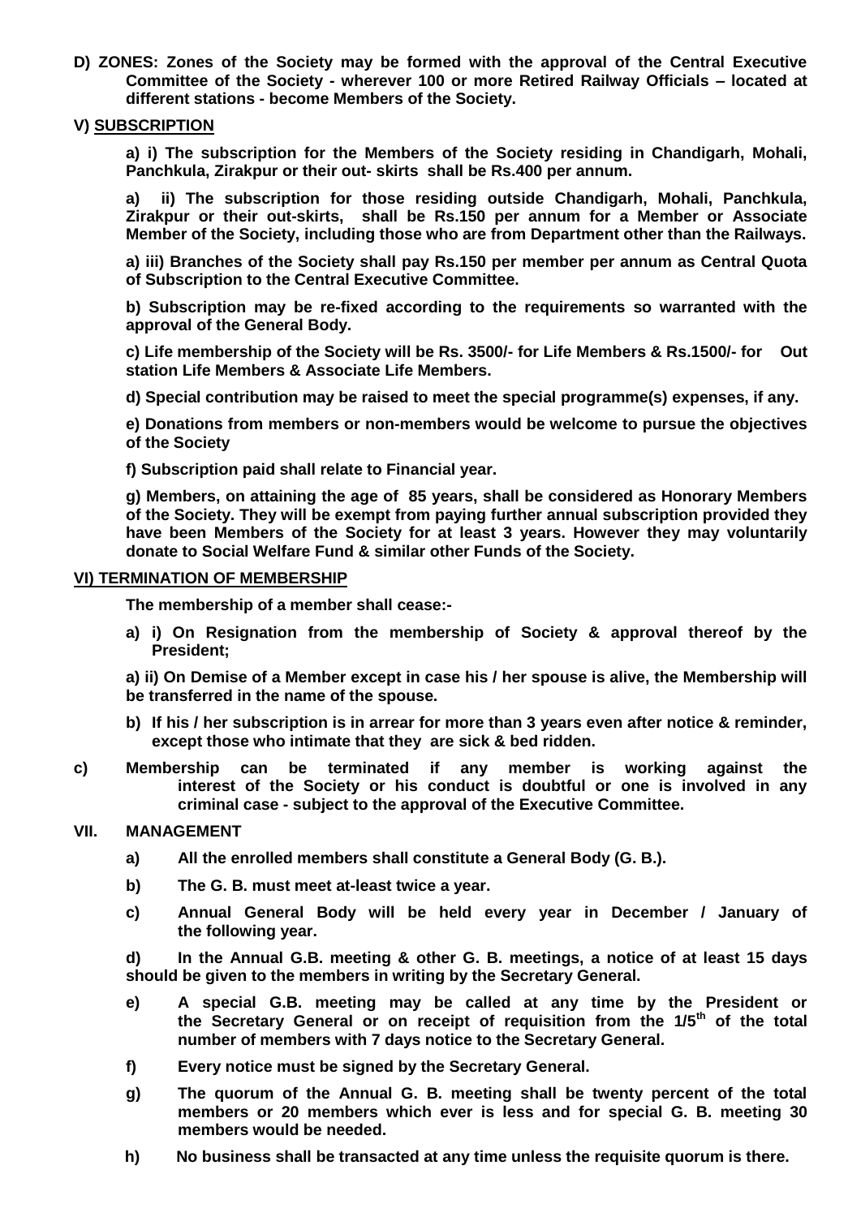**D) ZONES: Zones of the Society may be formed with the approval of the Central Executive Committee of the Society - wherever 100 or more Retired Railway Officials – located at different stations - become Members of the Society.**

## V) SUBSCRIPTION

**a) i) The subscription for the Members of the Society residing in Chandigarh, Mohali, Panchkula, Zirakpur or their out- skirts shall be Rs.400 per annum.**

**a) ii) The subscription for those residing outside Chandigarh, Mohali, Panchkula, Zirakpur or their out-skirts, shall be Rs.150 per annum for a Member or Associate Member of the Society, including those who are from Department other than the Railways.**

**a) iii) Branches of the Society shall pay Rs.150 per member per annum as Central Quota of Subscription to the Central Executive Committee.**

**b) Subscription may be re-fixed according to the requirements so warranted with the approval of the General Body.**

**c) Life membership of the Society will be Rs. 3500/- for Life Members & Rs.1500/- for Out station Life Members & Associate Life Members.**

**d) Special contribution may be raised to meet the special programme(s) expenses, if any.**

**e) Donations from members or non-members would be welcome to pursue the objectives of the Society**

**f) Subscription paid shall relate to Financial year.**

**g) Members, on attaining the age of 85 years, shall be considered as Honorary Members of the Society. They will be exempt from paying further annual subscription provided they have been Members of the Society for at least 3 years. However they may voluntarily donate to Social Welfare Fund & similar other Funds of the Society.**

## VI) TERMINATION OF MEMBERSHIP

**The membership of a member shall cease:-**

**a) i) On Resignation from the membership of Society & approval thereof by the President;**

**a) ii) On Demise of a Member except in case his / her spouse is alive, the Membership will be transferred in the name of the spouse.**

**b) If his / her subscription is in arrear for more than 3 years even after notice & reminder, except those who intimate that they are sick & bed ridden.**

**c) Membership can be terminated if any member is working against the interest of the Society or his conduct is doubtful or one is involved in any criminal case - subject to the approval of the Executive Committee.**

## VII. MANAGEMENT

**a) All the enrolled members shall constitute a General Body (G. B.).**

**b) The G. B. must meet at-least twice a year.**

**c) Annual General Body will be held every year in December / January of the following year.**

**d) In the Annual G.B. meeting & other G. B. meetings, a notice of at least 15 days should be given to the members in writing by the Secretary General.**

**e) A special G.B. meeting may be called at any time by the President or the Secretary General or on receipt of requisition from the 1/5th of the total number of members with 7 days notice to the Secretary General.**

**f) Every notice must be signed by the Secretary General.**

**g) The quorum of the Annual G. B. meeting shall be twenty percent of the total members or 20 members which ever is less and for special G. B. meeting 30 members would be needed.**

**h) No business shall be transacted at any time unless the requisite quorum is there.**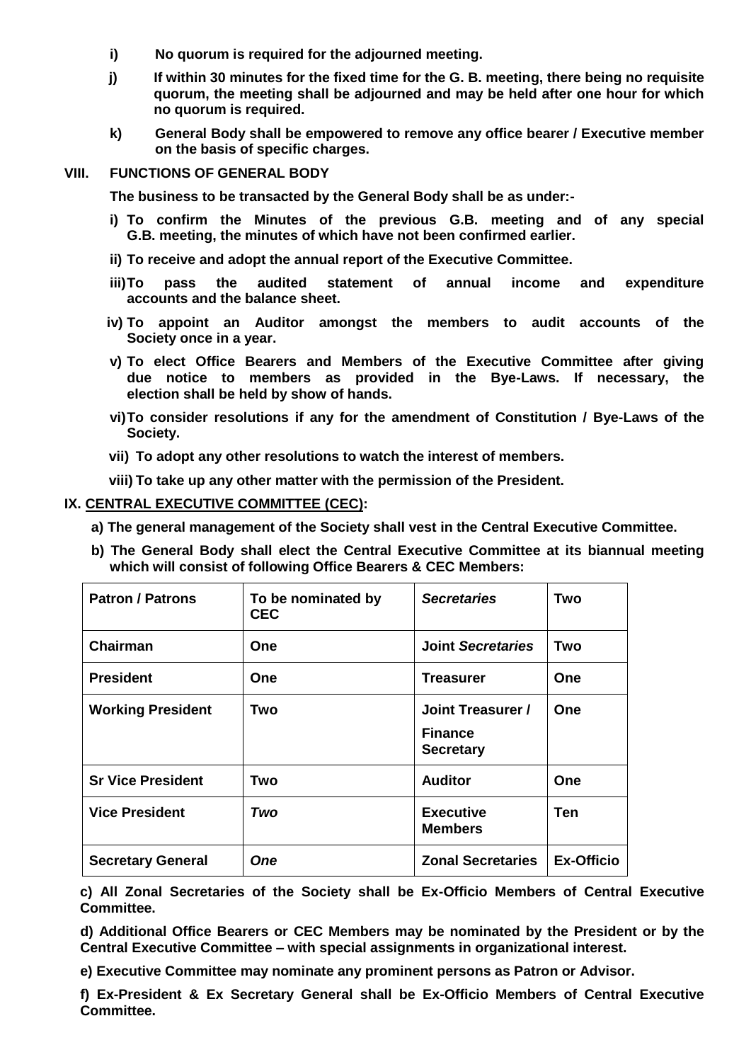**i) No quorum is required for the adjourned meeting.**

**j) If within 30 minutes for the fixed time for the G. B. meeting, there being no requisite quorum, the meeting shall be adjourned and may be held after one hour for which no quorum is required.**

**k) General Body shall be empowered to remove any office bearer / Executive member on the basis of specific charges.**

## VIII. FUNCTIONS OF GENERAL BODY

**The business to be transacted by the General Body shall be as under:-**

**i) To confirm the Minutes of the previous G.B. meeting and of any special G.B. meeting, the minutes of which have not been confirmed earlier.**

**ii) To receive and adopt the annual report of the Executive Committee.**

**iii) To pass the audited statement of annual income and expenditure accounts and the balance sheet.**

**iv) To appoint an Auditor amongst the members to audit accounts of the Society once in a year.**

**v) To elect Office Bearers and Members of the Executive Committee after giving due notice to members as provided in the Bye-Laws. If necessary, the election shall be held by show of hands.**

**vi) To consider resolutions if any for the amendment of Constitution / Bye-Laws of the Society.**

**vii) To adopt any other resolutions to watch the interest of members.**

**viii) To take up any other matter with the permission of the President.**

## IX. CENTRAL EXECUTIVE COMMITTEE (CEC):

**a) The general management of the Society shall vest in the Central Executive Committee.**

**b) The General Body shall elect the Central Executive Committee at its biannual meeting which will consist of following Office Bearers & CEC Members:**

| **Patron / Patrons** | **To be nominated by CEC** | ***Secretaries*** | **Two** |
|---|---|---|---|
| **Chairman** | **One** | **Joint *Secretaries*** | **Two** |
| **President** | **One** | **Treasurer** | **One** |
| **Working President** | **Two** | **Joint Treasurer / Finance Secretary** | **One** |
| **Sr Vice President** | **Two** | **Auditor** | **One** |
| **Vice President** | ***Two*** | **Executive Members** | **Ten** |
| **Secretary General** | ***One*** | **Zonal Secretaries** | **Ex-Officio** |

**c) All Zonal Secretaries of the Society shall be Ex-Officio Members of Central Executive Committee.**

**d) Additional Office Bearers or CEC Members may be nominated by the President or by the Central Executive Committee – with special assignments in organizational interest.**

**e) Executive Committee may nominate any prominent persons as Patron or Advisor.**

**f) Ex-President & Ex Secretary General shall be Ex-Officio Members of Central Executive Committee.**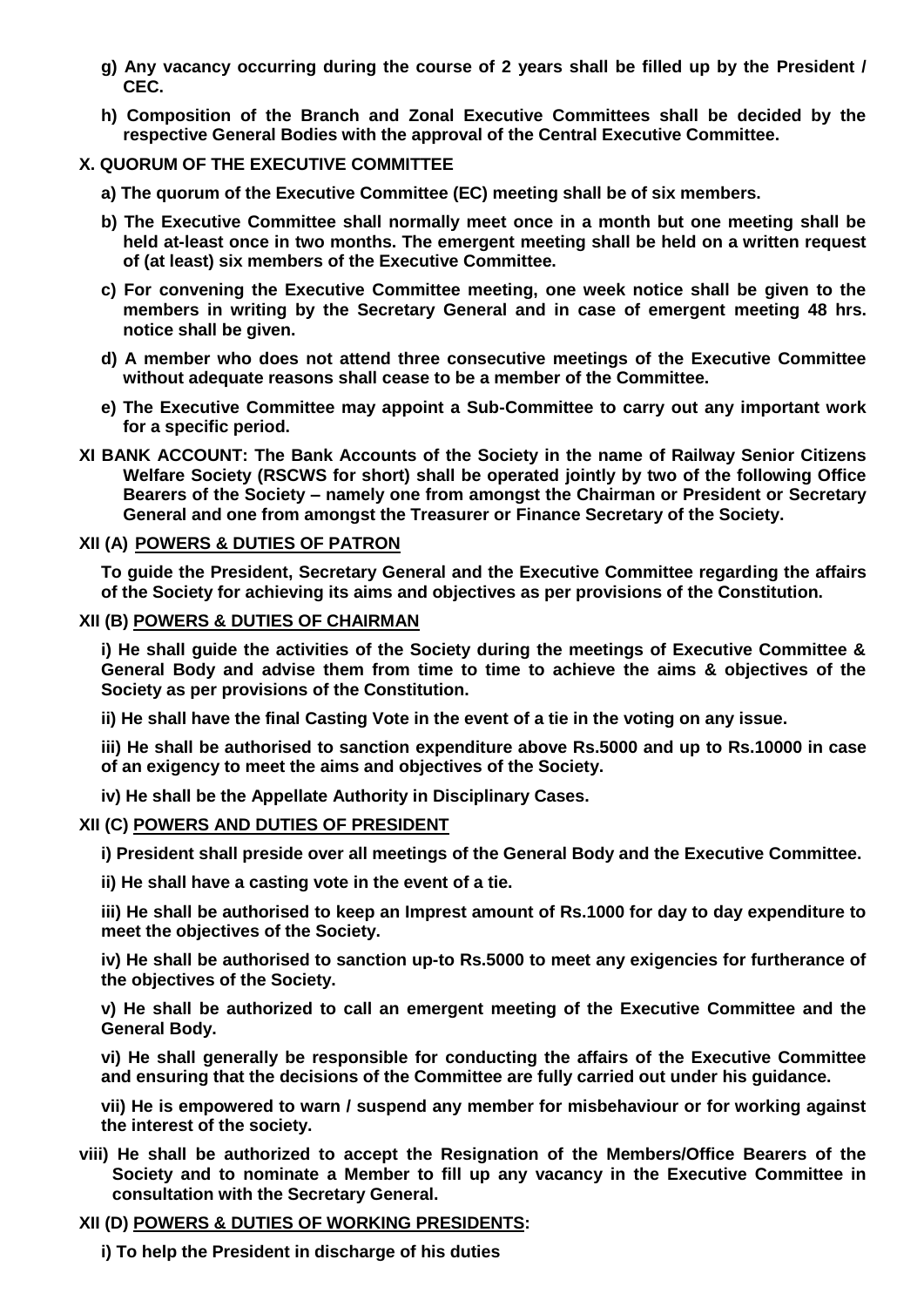**g) Any vacancy occurring during the course of 2 years shall be filled up by the President / CEC.**

**h) Composition of the Branch and Zonal Executive Committees shall be decided by the respective General Bodies with the approval of the Central Executive Committee.**

## X. QUORUM OF THE EXECUTIVE COMMITTEE

**a) The quorum of the Executive Committee (EC) meeting shall be of six members.**

**b) The Executive Committee shall normally meet once in a month but one meeting shall be held at-least once in two months. The emergent meeting shall be held on a written request of (at least) six members of the Executive Committee.**

**c) For convening the Executive Committee meeting, one week notice shall be given to the members in writing by the Secretary General and in case of emergent meeting 48 hrs. notice shall be given.**

**d) A member who does not attend three consecutive meetings of the Executive Committee without adequate reasons shall cease to be a member of the Committee.**

**e) The Executive Committee may appoint a Sub-Committee to carry out any important work for a specific period.**

**XI BANK ACCOUNT: The Bank Accounts of the Society in the name of Railway Senior Citizens Welfare Society (RSCWS for short) shall be operated jointly by two of the following Office Bearers of the Society – namely one from amongst the Chairman or President or Secretary General and one from amongst the Treasurer or Finance Secretary of the Society.**

## XII (A) POWERS & DUTIES OF PATRON

**To guide the President, Secretary General and the Executive Committee regarding the affairs of the Society for achieving its aims and objectives as per provisions of the Constitution.**

## XII (B) POWERS & DUTIES OF CHAIRMAN

**i) He shall guide the activities of the Society during the meetings of Executive Committee & General Body and advise them from time to time to achieve the aims & objectives of the Society as per provisions of the Constitution.**

**ii) He shall have the final Casting Vote in the event of a tie in the voting on any issue.**

**iii) He shall be authorised to sanction expenditure above Rs.5000 and up to Rs.10000 in case of an exigency to meet the aims and objectives of the Society.**

**iv) He shall be the Appellate Authority in Disciplinary Cases.**

## XII (C) POWERS AND DUTIES OF PRESIDENT

**i) President shall preside over all meetings of the General Body and the Executive Committee.**

**ii) He shall have a casting vote in the event of a tie.**

**iii) He shall be authorised to keep an Imprest amount of Rs.1000 for day to day expenditure to meet the objectives of the Society.**

**iv) He shall be authorised to sanction up-to Rs.5000 to meet any exigencies for furtherance of the objectives of the Society.**

**v) He shall be authorized to call an emergent meeting of the Executive Committee and the General Body.**

**vi) He shall generally be responsible for conducting the affairs of the Executive Committee and ensuring that the decisions of the Committee are fully carried out under his guidance.**

**vii) He is empowered to warn / suspend any member for misbehaviour or for working against the interest of the society.**

**viii) He shall be authorized to accept the Resignation of the Members/Office Bearers of the Society and to nominate a Member to fill up any vacancy in the Executive Committee in consultation with the Secretary General.**

## XII (D) POWERS & DUTIES OF WORKING PRESIDENTS:

**i) To help the President in discharge of his duties**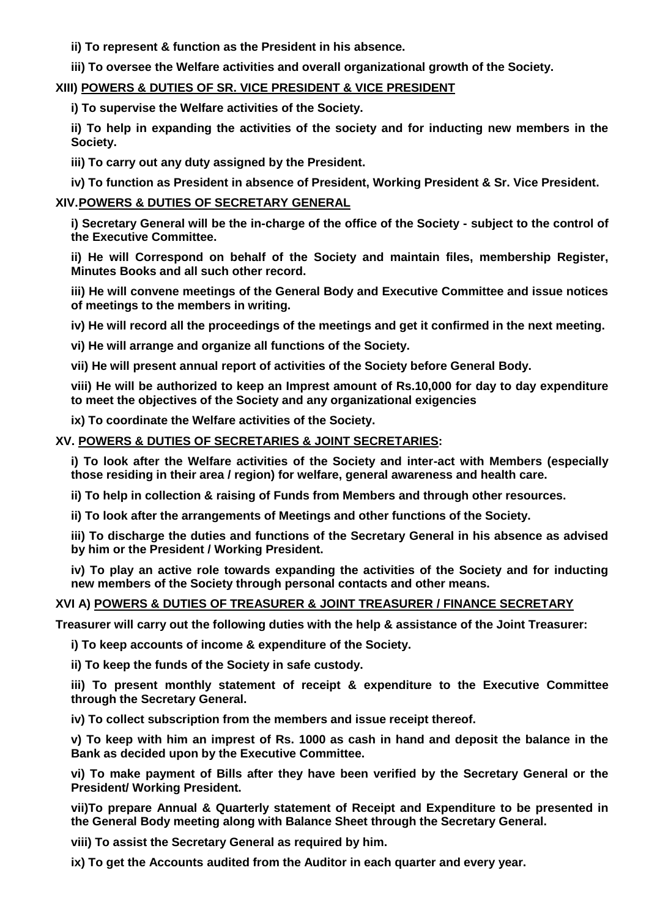**ii) To represent & function as the President in his absence.**

**iii) To oversee the Welfare activities and overall organizational growth of the Society.**

## XIII) POWERS & DUTIES OF SR. VICE PRESIDENT & VICE PRESIDENT

**i) To supervise the Welfare activities of the Society.**

**ii) To help in expanding the activities of the society and for inducting new members in the Society.**

**iii) To carry out any duty assigned by the President.**

**iv) To function as President in absence of President, Working President & Sr. Vice President.**

## XIV. POWERS & DUTIES OF SECRETARY GENERAL

**i) Secretary General will be the in-charge of the office of the Society - subject to the control of the Executive Committee.**

**ii) He will Correspond on behalf of the Society and maintain files, membership Register, Minutes Books and all such other record.**

**iii) He will convene meetings of the General Body and Executive Committee and issue notices of meetings to the members in writing.**

**iv) He will record all the proceedings of the meetings and get it confirmed in the next meeting.**

**vi) He will arrange and organize all functions of the Society.**

**vii) He will present annual report of activities of the Society before General Body.**

**viii) He will be authorized to keep an Impress amount of Rs.10,000 for day to day expenditure to meet the objectives of the Society and any organizational exigencies**

**ix) To coordinate the Welfare activities of the Society.**

## XV. POWERS & DUTIES OF SECRETARIES & JOINT SECRETARIES:

**i) To look after the Welfare activities of the Society and inter-act with Members (especially those residing in their area / region) for welfare, general awareness and health care.**

**ii) To help in collection & raising of Funds from Members and through other resources.**

**ii) To look after the arrangements of Meetings and other functions of the Society.**

**iii) To discharge the duties and functions of the Secretary General in his absence as advised by him or the President / Working President.**

**iv) To play an active role towards expanding the activities of the Society and for inducting new members of the Society through personal contacts and other means.**

## XVI A) POWERS & DUTIES OF TREASURER & JOINT TREASURER / FINANCE SECRETARY

**Treasurer will carry out the following duties with the help & assistance of the Joint Treasurer:**

**i) To keep accounts of income & expenditure of the Society.**

**ii) To keep the funds of the Society in safe custody.**

**iii) To present monthly statement of receipt & expenditure to the Executive Committee through the Secretary General.**

**iv) To collect subscription from the members and issue receipt thereof.**

**v) To keep with him an imprest of Rs. 1000 as cash in hand and deposit the balance in the Bank as decided upon by the Executive Committee.**

**vi) To make payment of Bills after they have been verified by the Secretary General or the President/ Working President.**

**vii)To prepare Annual & Quarterly statement of Receipt and Expenditure to be presented in the General Body meeting along with Balance Sheet through the Secretary General.**

**viii) To assist the Secretary General as required by him.**

**ix) To get the Accounts audited from the Auditor in each quarter and every year.**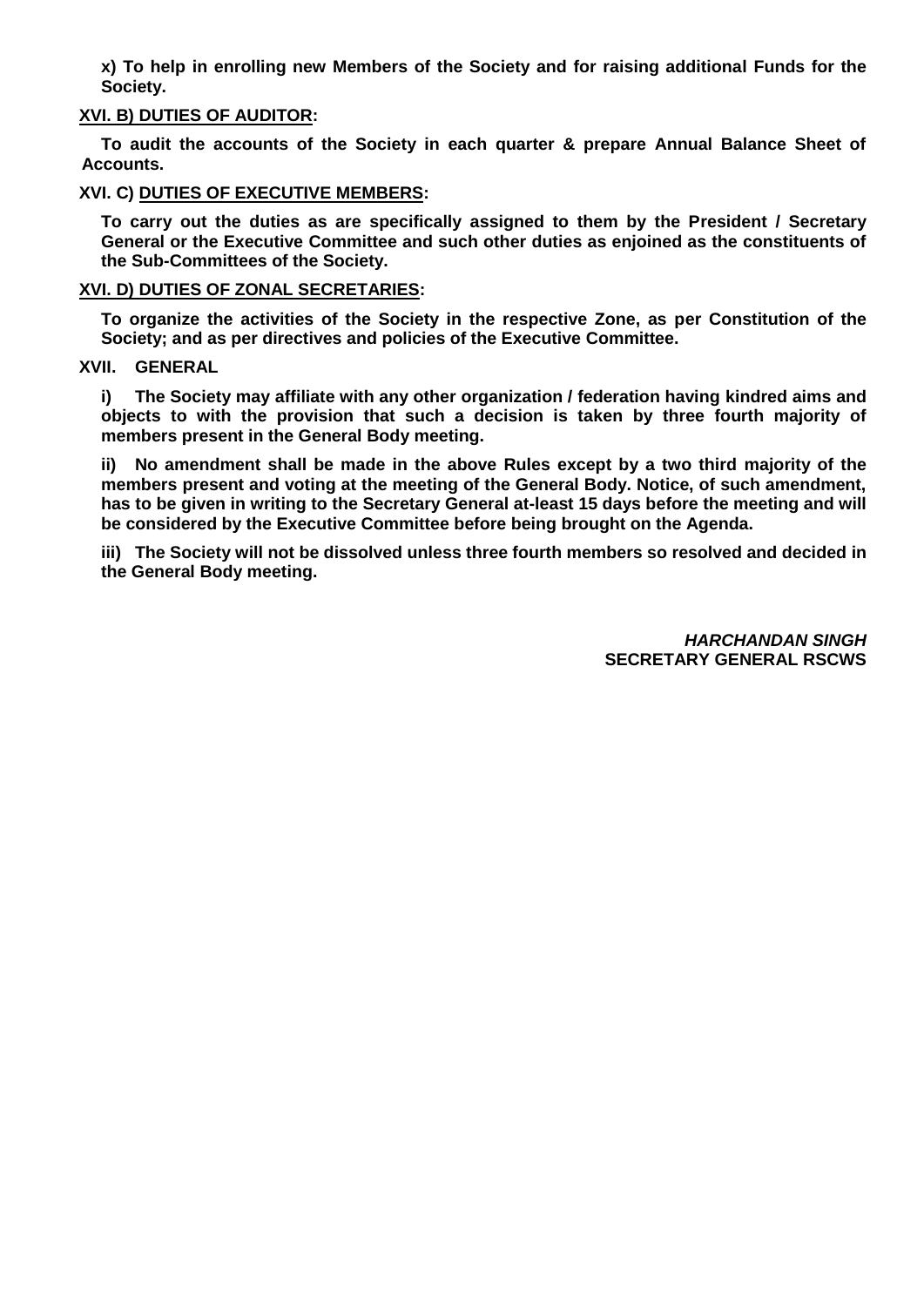**x) To help in enrolling new Members of the Society and for raising additional Funds for the Society.**

**<u>XVI. B) DUTIES OF AUDITOR</u>:**

**To audit the accounts of the Society in each quarter & prepare Annual Balance Sheet of Accounts.**

**XVI. C) <u>DUTIES OF EXECUTIVE MEMBERS</u>:**

**To carry out the duties as are specifically assigned to them by the President / Secretary General or the Executive Committee and such other duties as enjoined as the constituents of the Sub-Committees of the Society.**

**<u>XVI. D) DUTIES OF ZONAL SECRETARIES</u>:**

**To organize the activities of the Society in the respective Zone, as per Constitution of the Society; and as per directives and policies of the Executive Committee.**

**XVII. GENERAL**

**i) The Society may affiliate with any other organization / federation having kindred aims and objects to with the provision that such a decision is taken by three fourth majority of members present in the General Body meeting.**

**ii) No amendment shall be made in the above Rules except by a two third majority of the members present and voting at the meeting of the General Body. Notice, of such amendment, has to be given in writing to the Secretary General at-least 15 days before the meeting and will be considered by the Executive Committee before being brought on the Agenda.**

**iii) The Society will not be dissolved unless three fourth members so resolved and decided in the General Body meeting.**

***HARCHANDAN SINGH***
**SECRETARY GENERAL RSCWS**